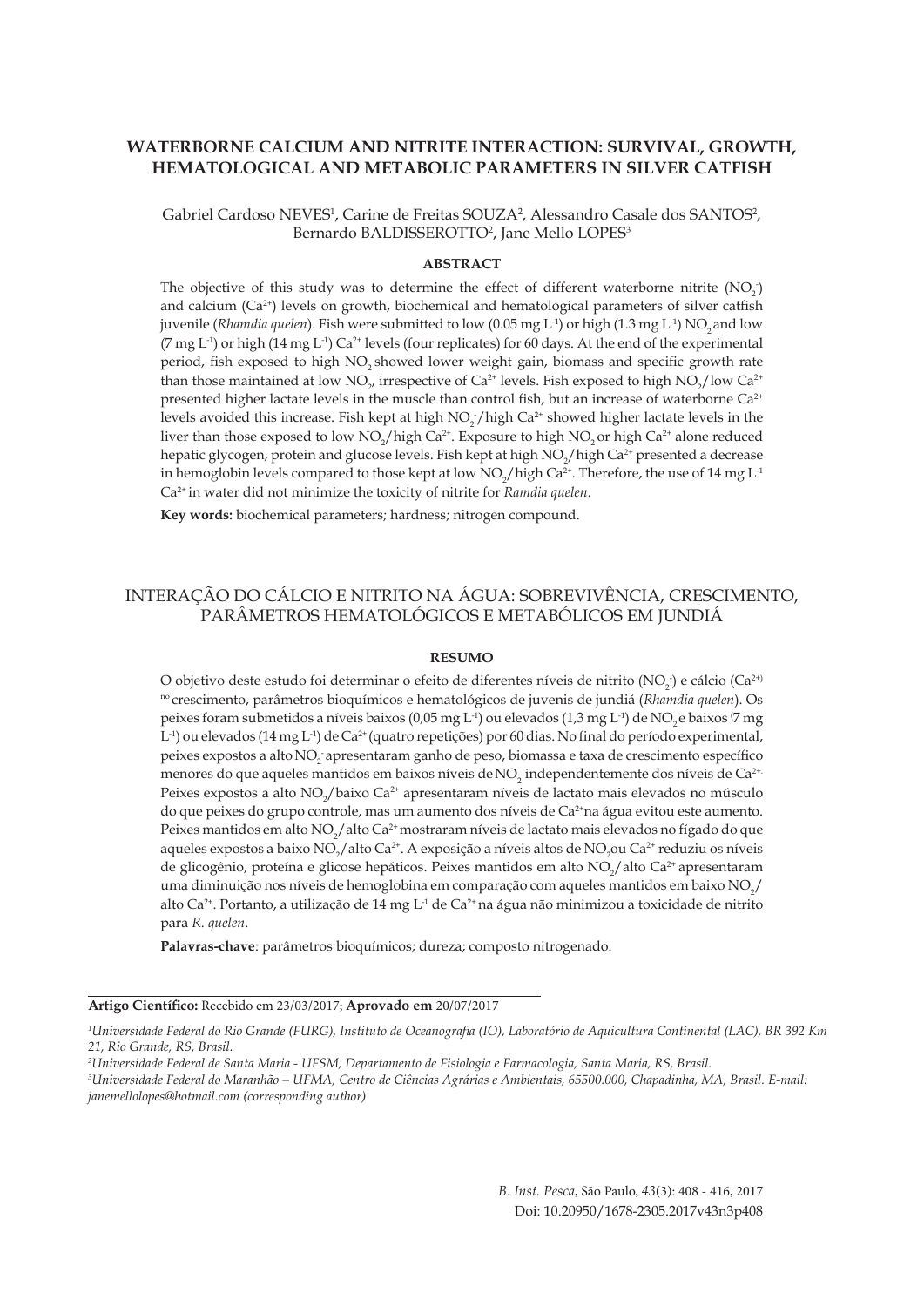# WATERBORNE CALCIUM AND NITRITE INTERACTION: SURVIVAL, GROWTH, HEMATOLOGICAL AND METABOLIC PARAMETERS IN SILVER CATFISH

Gabriel Cardoso NEVES[1], Carine de Freitas SOUZA[2], Alessandro Casale dos SANTOS[2], Bernardo BALDISSEROTTO[2], Jane Mello LOPES[3]

## ABSTRACT

The objective of this study was to determine the effect of different waterborne nitrite ($NO_2^-$) and calcium ($Ca^{2+}$) levels on growth, biochemical and hematological parameters of silver catfish juvenile (*Rhamdia quelen*). Fish were submitted to low (0.05 mg $L^{-1}$) or high (1.3 mg $L^{-1}$) $NO_2$ and low (7 mg $L^{-1}$) or high (14 mg $L^{-1}$) $Ca^{2+}$ levels (four replicates) for 60 days. At the end of the experimental period, fish exposed to high $NO_2$ showed lower weight gain, biomass and specific growth rate than those maintained at low $NO_2$, irrespective of $Ca^{2+}$ levels. Fish exposed to high $NO_2$/low $Ca^{2+}$ presented higher lactate levels in the muscle than control fish, but an increase of waterborne $Ca^{2+}$ levels avoided this increase. Fish kept at high $NO_2^-$/high $Ca^{2+}$ showed higher lactate levels in the liver than those exposed to low $NO_2$/high $Ca^{2+}$. Exposure to high $NO_2$ or high $Ca^{2+}$ alone reduced hepatic glycogen, protein and glucose levels. Fish kept at high $NO_2$/high $Ca^{2+}$ presented a decrease in hemoglobin levels compared to those kept at low $NO_2$/high $Ca^{2+}$. Therefore, the use of 14 mg $L^{-1}$ $Ca^{2+}$ in water did not minimize the toxicity of nitrite for *Ramdia quelen*.

**Key words:** biochemical parameters; hardness; nitrogen compound.

# INTERAÇÃO DO CÁLCIO E NITRITO NA ÁGUA: SOBREVIVÊNCIA, CRESCIMENTO, PARÂMETROS HEMATOLÓGICOS E METABÓLICOS EM JUNDIÁ

## RESUMO

O objetivo deste estudo foi determinar o efeito de diferentes níveis de nitrito ($NO_2^-$) e cálcio ($Ca^{2+)}$ no crescimento, parâmetros bioquímicos e hematológicos de juvenis de jundiá (*Rhamdia quelen*). Os peixes foram submetidos a níveis baixos (0,05 mg $L^{-1}$) ou elevados (1,3 mg $L^{-1}$) de $NO_2$ e baixos (7 mg $L^{-1}$) ou elevados (14 mg $L^{-1}$) de $Ca^{2+}$ (quatro repetições) por 60 dias. No final do período experimental, peixes expostos a alto $NO_2^-$ apresentaram ganho de peso, biomassa e taxa de crescimento específico menores do que aqueles mantidos em baixos níveis de $NO_2$ independentemente dos níveis de $Ca^{2+}$. Peixes expostos a alto $NO_2$/baixo $Ca^{2+}$ apresentaram níveis de lactato mais elevados no músculo do que peixes do grupo controle, mas um aumento dos níveis de $Ca^{2+}$ na água evitou este aumento. Peixes mantidos em alto $NO_2$/alto $Ca^{2+}$ mostraram níveis de lactato mais elevados no fígado do que aqueles expostos a baixo $NO_2$/alto $Ca^{2+}$. A exposição a níveis altos de $NO_2$ ou $Ca^{2+}$ reduziu os níveis de glicogênio, proteína e glicose hepáticos. Peixes mantidos em alto $NO_2$/alto $Ca^{2+}$ apresentaram uma diminuição nos níveis de hemoglobina em comparação com aqueles mantidos em baixo $NO_2$/alto $Ca^{2+}$. Portanto, a utilização de 14 mg $L^{-1}$ de $Ca^{2+}$ na água não minimizou a toxicidade de nitrito para *R. quelen*.

**Palavras-chave**: parâmetros bioquímicos; dureza; composto nitrogenado.

**Artigo Científico:** Recebido em 23/03/2017; **Aprovado em** 20/07/2017

[1] *Universidade Federal do Rio Grande (FURG), Instituto de Oceanografia (IO), Laboratório de Aquicultura Continental (LAC), BR 392 Km 21, Rio Grande, RS, Brasil.*

[2] *Universidade Federal de Santa Maria - UFSM, Departamento de Fisiologia e Farmacologia, Santa Maria, RS, Brasil.*

[3] *Universidade Federal do Maranhão – UFMA, Centro de Ciências Agrárias e Ambientais, 65500.000, Chapadinha, MA, Brasil. E-mail: janemellolopes@hotmail.com (corresponding author)*

Doi: 10.20950/1678-2305.2017v43n3p408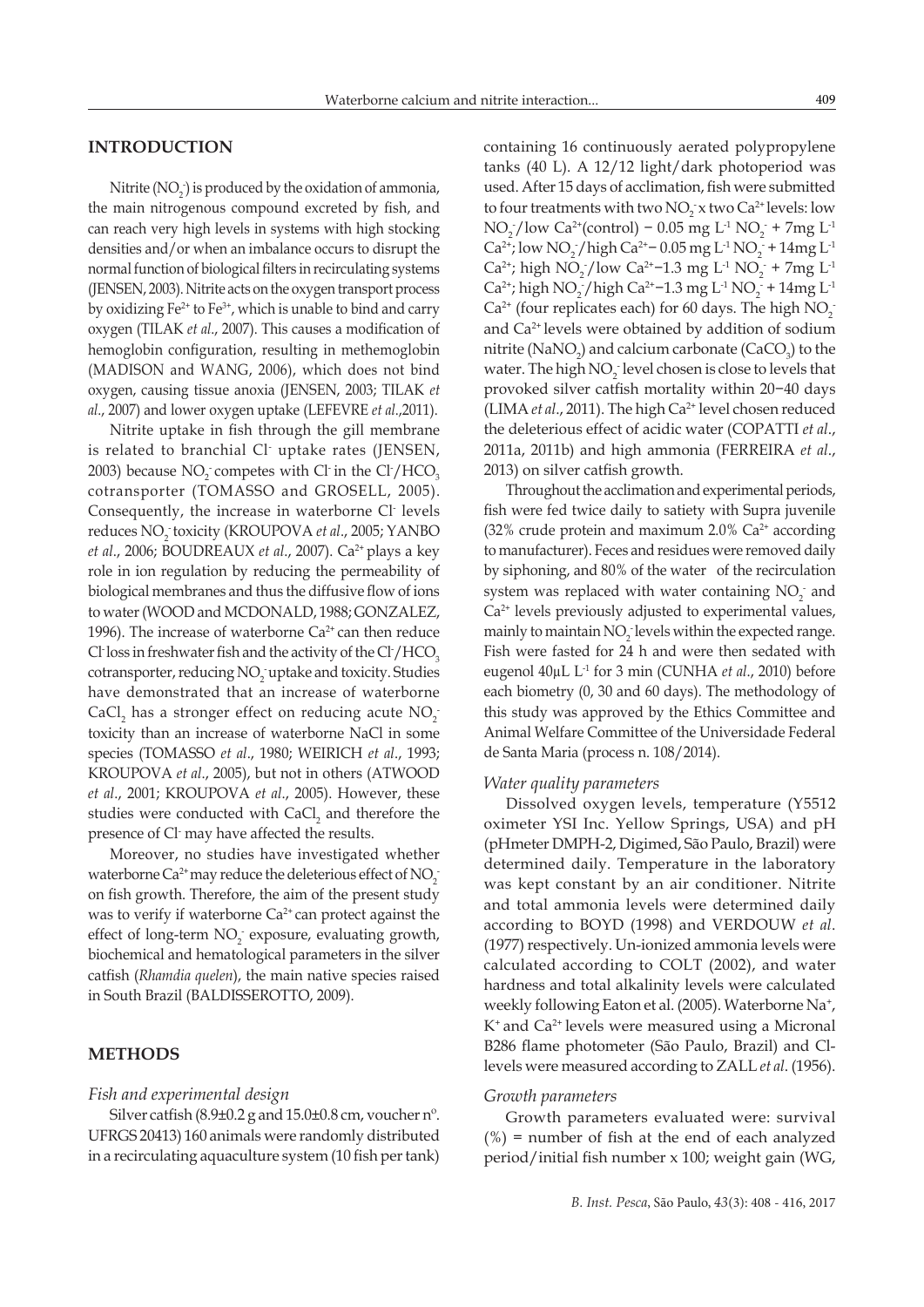## INTRODUCTION

Nitrite ($NO_2^-$) is produced by the oxidation of ammonia, the main nitrogenous compound excreted by fish, and can reach very high levels in systems with high stocking densities and/or when an imbalance occurs to disrupt the normal function of biological filters in recirculating systems (JENSEN, 2003). Nitrite acts on the oxygen transport process by oxidizing $Fe^{2+}$ to $Fe^{3+}$, which is unable to bind and carry oxygen (TILAK *et al.*, 2007). This causes a modification of hemoglobin configuration, resulting in methemoglobin (MADISON and WANG, 2006), which does not bind oxygen, causing tissue anoxia (JENSEN, 2003; TILAK *et al.*, 2007) and lower oxygen uptake (LEFEVRE *et al.*,2011).

Nitrite uptake in fish through the gill membrane is related to branchial $Cl^-$ uptake rates (JENSEN, 2003) because $NO_2^-$ competes with $Cl^-$ in the $Cl^-/HCO_3$ cotransporter (TOMASSO and GROSELL, 2005). Consequently, the increase in waterborne $Cl^-$ levels reduces $NO_2^-$ toxicity (KROUPOVA *et al*., 2005; YANBO *et al*., 2006; BOUDREAUX *et al*., 2007). $Ca^{2+}$ plays a key role in ion regulation by reducing the permeability of biological membranes and thus the diffusive flow of ions to water (WOOD and MCDONALD, 1988; GONZALEZ, 1996). The increase of waterborne $Ca^{2+}$ can then reduce $Cl^-$ loss in freshwater fish and the activity of the $Cl^-/HCO_3$ cotransporter, reducing $NO_2^-$ uptake and toxicity. Studies have demonstrated that an increase of waterborne $CaCl_2$ has a stronger effect on reducing acute $NO_2^-$ toxicity than an increase of waterborne NaCl in some species (TOMASSO *et al*., 1980; WEIRICH *et al*., 1993; KROUPOVA *et al*., 2005), but not in others (ATWOOD *et al*., 2001; KROUPOVA *et al*., 2005). However, these studies were conducted with $CaCl_2$ and therefore the presence of $Cl^-$ may have affected the results.

Moreover, no studies have investigated whether waterborne $Ca^{2+}$ may reduce the deleterious effect of $NO_2^-$ on fish growth. Therefore, the aim of the present study was to verify if waterborne $Ca^{2+}$ can protect against the effect of long-term $NO_2^-$ exposure, evaluating growth, biochemical and hematological parameters in the silver catfish (*Rhamdia quelen*), the main native species raised in South Brazil (BALDISSEROTTO, 2009).

## METHODS

### *Fish and experimental design*

Silver catfish (8.9±0.2 g and 15.0±0.8 cm, voucher nº. UFRGS 20413) 160 animals were randomly distributed in a recirculating aquaculture system (10 fish per tank) containing 16 continuously aerated polypropylene tanks (40 L). A 12/12 light/dark photoperiod was used. After 15 days of acclimation, fish were submitted to four treatments with two $NO_2^-$ x two $Ca^{2+}$ levels: low $NO_2^-$/low $Ca^{2+}$(control) − 0.05 mg $L^{-1}$ $NO_2^-$ + 7mg $L^{-1}$ $Ca^{2+}$; low $NO_2^-$/high $Ca^{2+}$− 0.05 mg $L^{-1}$ $NO_2^-$ + 14mg $L^{-1}$ $Ca^{2+}$; high $NO_2^-$/low $Ca^{2+}$−1.3 mg $L^{-1}$ $NO_2^-$ + 7mg $L^{-1}$ $Ca^{2+}$; high $NO_2^-$/high $Ca^{2+}$−1.3 mg $L^{-1}$ $NO_2^-$ + 14mg $L^{-1}$ $Ca^{2+}$ (four replicates each) for 60 days. The high $NO_2^-$ and $Ca^{2+}$ levels were obtained by addition of sodium nitrite ($NaNO_2$) and calcium carbonate ($CaCO_3$) to the water. The high $NO_2^-$ level chosen is close to levels that provoked silver catfish mortality within 20−40 days (LIMA *et al*., 2011). The high $Ca^{2+}$ level chosen reduced the deleterious effect of acidic water (COPATTI *et al*., 2011a, 2011b) and high ammonia (FERREIRA *et al*., 2013) on silver catfish growth.

Throughout the acclimation and experimental periods, fish were fed twice daily to satiety with Supra juvenile (32% crude protein and maximum 2.0% $Ca^{2+}$ according to manufacturer). Feces and residues were removed daily by siphoning, and 80% of the water of the recirculation system was replaced with water containing $NO_2^-$ and $Ca^{2+}$ levels previously adjusted to experimental values, mainly to maintain $NO_2^-$ levels within the expected range. Fish were fasted for 24 h and were then sedated with eugenol 40μL $L^{-1}$ for 3 min (CUNHA *et al*., 2010) before each biometry (0, 30 and 60 days). The methodology of this study was approved by the Ethics Committee and Animal Welfare Committee of the Universidade Federal de Santa Maria (process n. 108/2014).

### *Water quality parameters*

Dissolved oxygen levels, temperature (Y5512 oximeter YSI Inc. Yellow Springs, USA) and pH (pHmeter DMPH-2, Digimed, São Paulo, Brazil) were determined daily. Temperature in the laboratory was kept constant by an air conditioner. Nitrite and total ammonia levels were determined daily according to BOYD (1998) and VERDOUW *et al*. (1977) respectively. Un-ionized ammonia levels were calculated according to COLT (2002), and water hardness and total alkalinity levels were calculated weekly following Eaton et al. (2005). Waterborne $Na^+$, $K^+$ and $Ca^{2+}$ levels were measured using a Micronal B286 flame photometer (São Paulo, Brazil) and $Cl^-$ levels were measured according to ZALL *et al*. (1956).

### *Growth parameters*

Growth parameters evaluated were: survival (%) = number of fish at the end of each analyzed period/initial fish number x 100; weight gain (WG,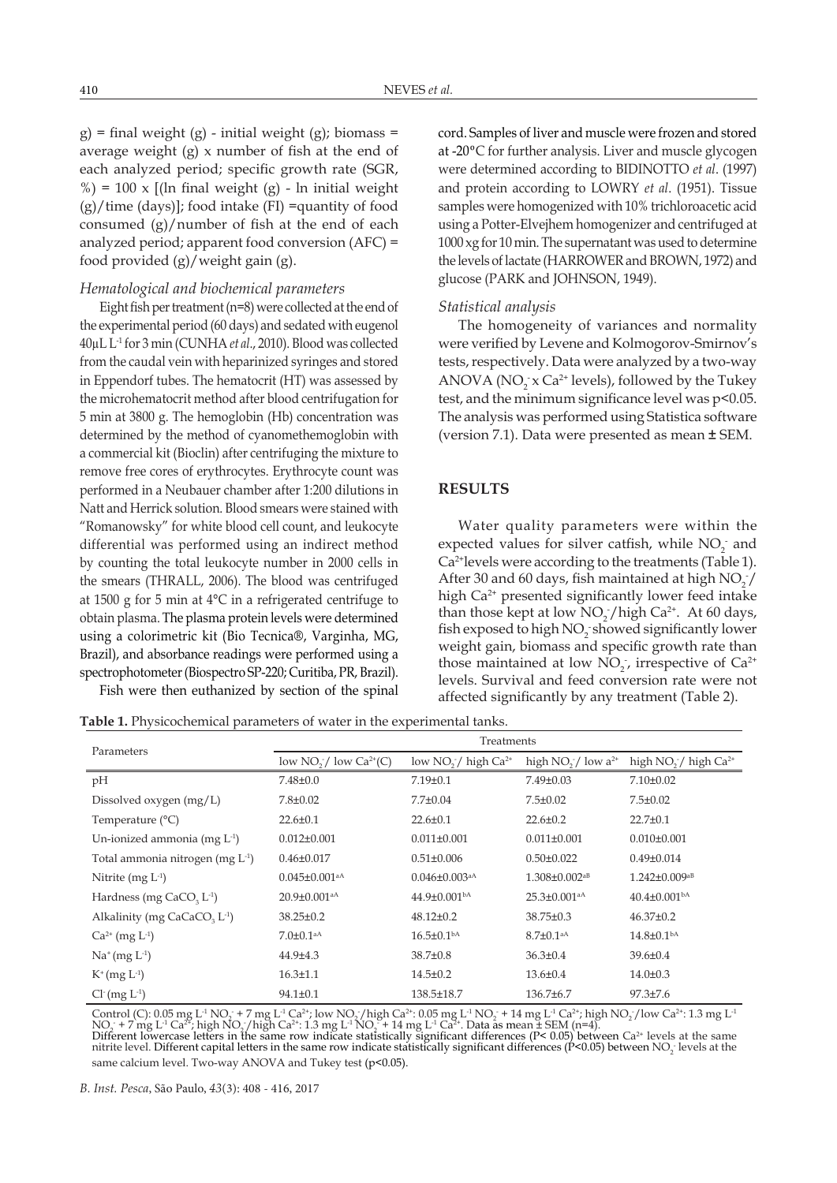g) = final weight (g) - initial weight (g); biomass = average weight (g) x number of fish at the end of each analyzed period; specific growth rate (SGR, %) = 100 x [(ln final weight (g) - ln initial weight (g)/time (days)]; food intake (FI) =quantity of food consumed (g)/number of fish at the end of each analyzed period; apparent food conversion (AFC) = food provided (g)/weight gain (g).

### *Hematological and biochemical parameters*

Eight fish per treatment (n=8) were collected at the end of the experimental period (60 days) and sedated with eugenol 40µL $L^{-1}$ for 3 min (CUNHA *et al.*, 2010). Blood was collected from the caudal vein with heparinized syringes and stored in Eppendorf tubes. The hematocrit (HT) was assessed by the microhematocrit method after blood centrifugation for 5 min at 3800 g. The hemoglobin (Hb) concentration was determined by the method of cyanomethemoglobin with a commercial kit (Bioclin) after centrifuging the mixture to remove free cores of erythrocytes. Erythrocyte count was performed in a Neubauer chamber after 1:200 dilutions in Natt and Herrick solution. Blood smears were stained with "Romanowsky" for white blood cell count, and leukocyte differential was performed using an indirect method by counting the total leukocyte number in 2000 cells in the smears (THRALL, 2006). The blood was centrifuged at 1500 g for 5 min at 4°C in a refrigerated centrifuge to obtain plasma. The plasma protein levels were determined using a colorimetric kit (Bio Tecnica®, Varginha, MG, Brazil), and absorbance readings were performed using a spectrophotometer (Biospectro SP-220; Curitiba, PR, Brazil).

Fish were then euthanized by section of the spinal cord. Samples of liver and muscle were frozen and stored at -20°C for further analysis. Liver and muscle glycogen were determined according to BIDINOTTO *et al*. (1997) and protein according to LOWRY *et al*. (1951). Tissue samples were homogenized with 10% trichloroacetic acid using a Potter-Elvejhem homogenizer and centrifuged at 1000 xg for 10 min. The supernatant was used to determine the levels of lactate (HARROWER and BROWN, 1972) and glucose (PARK and JOHNSON, 1949).

### *Statistical analysis*

The homogeneity of variances and normality were verified by Levene and Kolmogorov-Smirnov's tests, respectively. Data were analyzed by a two-way ANOVA ($NO_2^-$ x $Ca^{2+}$ levels), followed by the Tukey test, and the minimum significance level was $p<0.05$. The analysis was performed using Statistica software (version 7.1). Data were presented as mean ± SEM.

## RESULTS

Water quality parameters were within the expected values for silver catfish, while $NO_2^-$ and $Ca^{2+}$levels were according to the treatments (Table 1). After 30 and 60 days, fish maintained at high $NO_2^-$/ high $Ca^{2+}$ presented significantly lower feed intake than those kept at low $NO_2^-$/high $Ca^{2+}$. At 60 days, fish exposed to high $NO_2^-$ showed significantly lower weight gain, biomass and specific growth rate than those maintained at low $NO_2^-$, irrespective of $Ca^{2+}$ levels. Survival and feed conversion rate were not affected significantly by any treatment (Table 2).

**Table 1.** Physicochemical parameters of water in the experimental tanks.

| Parameters | Treatments | | | |
|---|---|---|---|---|
| | low $NO_2^-$/ low $Ca^{2+}$(C) | low $NO_2^-$/ high $Ca^{2+}$ | high $NO_2^-$/ low $a^{2+}$ | high $NO_2^-$/ high $Ca^{2+}$ |
| pH | 7.48±0.0 | 7.19±0.1 | 7.49±0.03 | 7.10±0.02 |
| Dissolved oxygen (mg/L) | 7.8±0.02 | 7.7±0.04 | 7.5±0.02 | 7.5±0.02 |
| Temperature (°C) | 22.6±0.1 | 22.6±0.1 | 22.6±0.2 | 22.7±0.1 |
| Un-ionized ammonia (mg $L^{-1}$) | 0.012±0.001 | 0.011±0.001 | 0.011±0.001 | 0.010±0.001 |
| Total ammonia nitrogen (mg $L^{-1}$) | 0.46±0.017 | 0.51±0.006 | 0.50±0.022 | 0.49±0.014 |
| Nitrite (mg $L^{-1}$) | 0.045±0.001$^{aA}$ | 0.046±0.003$^{aA}$ | 1.308±0.002$^{aB}$ | 1.242±0.009$^{aB}$ |
| Hardness (mg $CaCO_3$ $L^{-1}$) | 20.9±0.001$^{aA}$ | 44.9±0.001$^{bA}$ | 25.3±0.001$^{aA}$ | 40.4±0.001$^{bA}$ |
| Alkalinity (mg $CaCaCO_3$ $L^{-1}$) | 38.25±0.2 | 48.12±0.2 | 38.75±0.3 | 46.37±0.2 |
| $Ca^{2+}$ (mg $L^{-1}$) | 7.0±0.1$^{aA}$ | 16.5±0.1$^{bA}$ | 8.7±0.1$^{aA}$ | 14.8±0.1$^{bA}$ |
| $Na^+$ (mg $L^{-1}$) | 44.9±4.3 | 38.7±0.8 | 36.3±0.4 | 39.6±0.4 |
| $K^+$ (mg $L^{-1}$) | 16.3±1.1 | 14.5±0.2 | 13.6±0.4 | 14.0±0.3 |
| $Cl^-$ (mg $L^{-1}$) | 94.1±0.1 | 138.5±18.7 | 136.7±6.7 | 97.3±7.6 |

Control (C): 0.05 mg $L^{-1}$ $NO_2^-$ + 7 mg $L^{-1}$ $Ca^{2+}$; low $NO_2^-$/high $Ca^{2+}$: 0.05 mg $L^{-1}$ $NO_2^-$ + 14 mg $L^{-1}$ $Ca^{2+}$; high $NO_2^-$/low $Ca^{2+}$: 1.3 mg $L^{-1}$ $NO_2^-$ + 7 mg $L^{-1}$ $Ca^{2+}$; high $NO_2^-$/high $Ca^{2+}$: 1.3 mg $L^{-1}$ $NO_2^-$ + 14 mg $L^{-1}$ $Ca^{2+}$. Data as mean ± SEM (n=4).
Different lowercase letters in the same row indicate statistically significant differences ($P< 0.05$) between $Ca^{2+}$ levels at the same nitrite level. Different capital letters in the same row indicate statistically significant differences ($P<0.05$) between $NO_2^-$ levels at the same calcium level. Two-way ANOVA and Tukey test ($p<0.05$).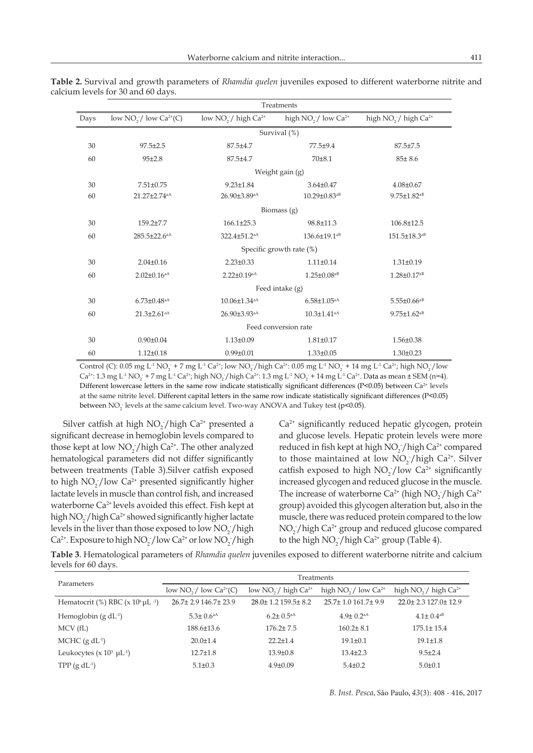**Table 2.** Survival and growth parameters of *Rhamdia quelen* juveniles exposed to different waterborne nitrite and calcium levels for 30 and 60 days.

| Days | low $NO_2^-$/ low $Ca^{2+}$(C) | low $NO_2^-$/ high $Ca^{2+}$ | high $NO_2^-$/ low $Ca^{2+}$ | high $NO_2^-$/ high $Ca^{2+}$ |
|---|---|---|---|---|
| | Survival (%) | | | |
| 30 | 97.5±2.5 | 87.5±4.7 | 77.5±9.4 | 87.5±7.5 |
| 60 | 95±2.8 | 87.5±4.7 | 70±8.1 | 85± 8.6 |
| | Weight gain (g) | | | |
| 30 | 7.51±0.75 | 9.23±1.84 | 3.64±0.47 | 4.08±0.67 |
| 60 | 21.27±2.74$^{aA}$ | 26.90±3.89$^{aA}$ | 10.29±0.83$^{aB}$ | 9.75±1.82$^{aB}$ |
| | Biomass (g) | | | |
| 30 | 159.2±7.7 | 166.1±25.3 | 98.8±11.3 | 106.8±12.5 |
| 60 | 285.5±22.6$^{aA}$ | 322.4±51.2$^{aA}$ | 136.6±19.1$^{aB}$ | 151.5±18.3$^{aB}$ |
| | Specific growth rate (%) | | | |
| 30 | 2.04±0.16 | 2.23±0.33 | 1.11±0.14 | 1.31±0.19 |
| 60 | 2.02±0.16$^{aA}$ | 2.22±0.19$^{aA}$ | 1.25±0.08$^{aB}$ | 1.28±0.17$^{aB}$ |
| | Feed intake (g) | | | |
| 30 | 6.73±0.48$^{aA}$ | 10.06±1.34$^{aA}$ | 6.58±1.05$^{aA}$ | 5.55±0.66$^{aB}$ |
| 60 | 21.3±2.61$^{aA}$ | 26.90±3.93$^{aA}$ | 10.3±1.41$^{aA}$ | 9.75±1.62$^{aB}$ |
| | Feed conversion rate | | | |
| 30 | 0.90±0.04 | 1.13±0.09 | 1.81±0.17 | 1.56±0.38 |
| 60 | 1.12±0.18 | 0.99±0.01 | 1.33±0.05 | 1.30±0.23 |

Control (C): 0.05 mg $L^{-1}$ $NO_2^-$ + 7 mg $L^{-1}$ $Ca^{2+}$; low $NO_2^-$/high $Ca^{2+}$: 0.05 mg $L^{-1}$ $NO_2^-$ + 14 mg $L^{-1}$ $Ca^{2+}$; high $NO_2^-$/low $Ca^{2+}$: 1.3 mg $L^{-1}$ $NO_2^-$ + 7 mg $L^{-1}$ $Ca^{2+}$; high $NO_2^-$/high $Ca^{2+}$: 1.3 mg $L^{-1}$ $NO_2^-$ + 14 mg $L^{-1}$ $Ca^{2+}$. Data as mean ± SEM (n=4). Different lowercase letters in the same row indicate statistically significant differences ($P<0.05$) between $Ca^{2+}$ levels at the same nitrite level. Different capital letters in the same row indicate statistically significant differences ($P<0.05$) between $NO_2^-$ levels at the same calcium level. Two-way ANOVA and Tukey test ($p<0.05$).

Silver catfish at high $NO_2^-$/high $Ca^{2+}$ presented a significant decrease in hemoglobin levels compared to those kept at low $NO_2^-$/high $Ca^{2+}$. The other analyzed hematological parameters did not differ significantly between treatments (Table 3).Silver catfish exposed to high $NO_2^-$/low $Ca^{2+}$ presented significantly higher lactate levels in muscle than control fish, and increased waterborne $Ca^{2+}$ levels avoided this effect. Fish kept at high $NO_2^-$/high $Ca^{2+}$ showed significantly higher lactate levels in the liver than those exposed to low $NO_2^-$/high $Ca^{2+}$. Exposure to high $NO_2^-$/low $Ca^{2+}$ or low $NO_2^-$/high $Ca^{2+}$ significantly reduced hepatic glycogen, protein and glucose levels. Hepatic protein levels were more reduced in fish kept at high $NO_2^-$/high $Ca^{2+}$ compared to those maintained at low $NO_2^-$/high $Ca^{2+}$. Silver catfish exposed to high $NO_2^-$/low $Ca^{2+}$ significantly increased glycogen and reduced glucose in the muscle. The increase of waterborne $Ca^{2+}$ (high $NO_2^-$/high $Ca^{2+}$ group) avoided this glycogen alteration but, also in the muscle, there was reduced protein compared to the low $NO_2^-$/high $Ca^{2+}$ group and reduced glucose compared to the high $NO_2^-$/high $Ca^{2+}$ group (Table 4).

**Table 3**. Hematological parameters of *Rhamdia quelen* juveniles exposed to different waterborne nitrite and calcium levels for 60 days.

| Parameters | Treatments | | | |
|---|---|---|---|---|
| | low $NO_2^-$/ low $Ca^{2+}$(C) | low $NO_2^-$/ high $Ca^{2+}$ | high $NO_2^-$/ low $Ca^{2+}$ | high $NO_2^-$/ high $Ca^{2+}$ |
| Hematocrit (%) RBC (x $10^6$ $\mu L^{-1}$) | 26.7± 2.9 146.7± 23.9 | 28.0± 1.2 159.5± 8.2 | 25.7± 1.0 161.7± 9.9 | 22.0± 2.3 127.0± 12.9 |
| Hemoglobin (g $dL^{-1}$) | 5.3± 0.6$^{aA}$ | 6.2± 0.5$^{aA}$ | 4.9± 0.2$^{aA}$ | 4.1± 0.4$^{aB}$ |
| MCV (fL) | 188.6±13.6 | 176.2± 7.5 | 160.2± 8.1 | 175.1± 15.4 |
| MCHC (g $dL^{-1}$) | 20.0±1.4 | 22.2±1.4 | 19.1±0.1 | 19.1±1.8 |
| Leukocytes (x $10^3$ $\mu L^{-1}$) | 12.7±1.8 | 13.9±0.8 | 13.4±2.3 | 9.5±2.4 |
| TPP (g $dL^{-1}$) | 5.1±0.3 | 4.9±0.09 | 5.4±0.2 | 5.0±0.1 |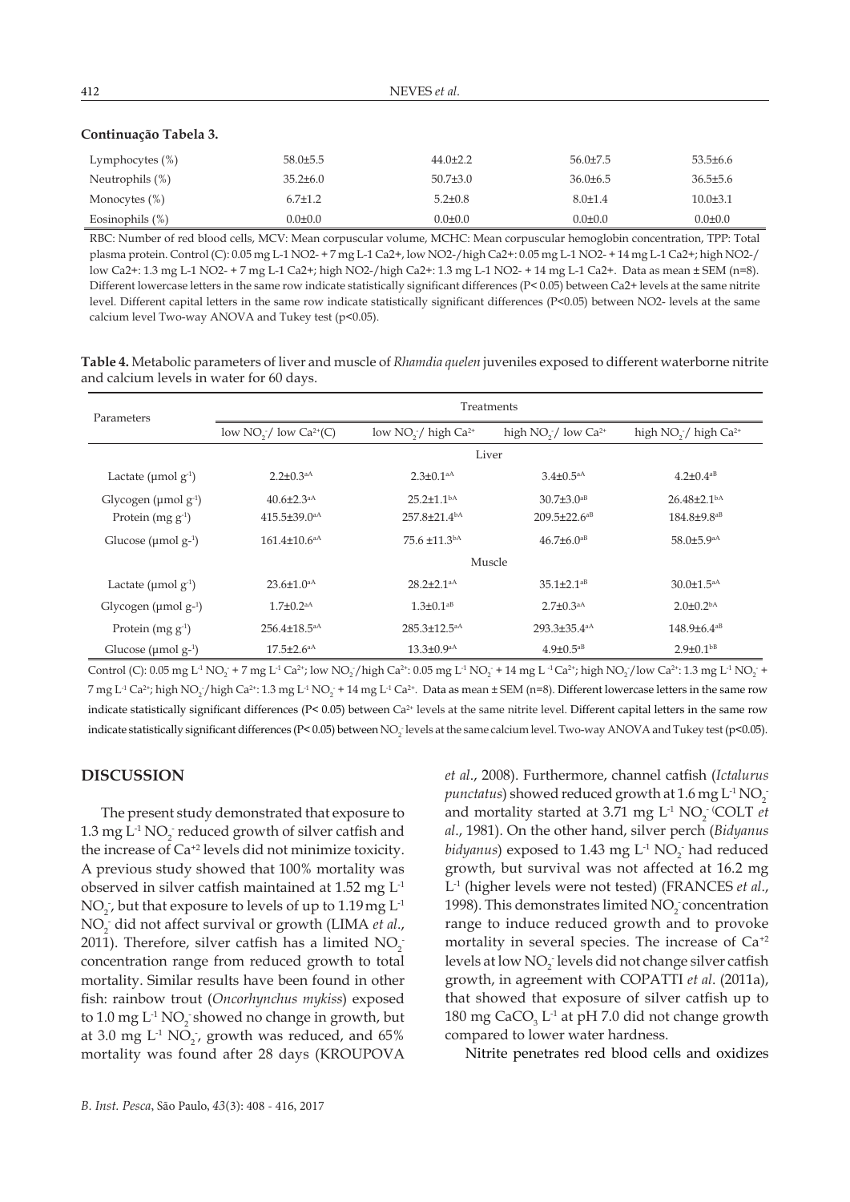**Continuação Tabela 3.**

| | | | | |
|---|---|---|---|---|
| Lymphocytes (%) | 58.0±5.5 | 44.0±2.2 | 56.0±7.5 | 53.5±6.6 |
| Neutrophils (%) | 35.2±6.0 | 50.7±3.0 | 36.0±6.5 | 36.5±5.6 |
| Monocytes (%) | 6.7±1.2 | 5.2±0.8 | 8.0±1.4 | 10.0±3.1 |
| Eosinophils (%) | 0.0±0.0 | 0.0±0.0 | 0.0±0.0 | 0.0±0.0 |

RBC: Number of red blood cells, MCV: Mean corpuscular volume, MCHC: Mean corpuscular hemoglobin concentration, TPP: Total plasma protein. Control (C): 0.05 mg L-1 NO2- + 7 mg L-1 Ca2+, low NO2-/high Ca2+: 0.05 mg L-1 NO2- + 14 mg L-1 Ca2+; high NO2-/low Ca2+: 1.3 mg L-1 NO2- + 7 mg L-1 Ca2+; high NO2-/high Ca2+: 1.3 mg L-1 NO2- + 14 mg L-1 Ca2+. Data as mean ± SEM (n=8). Different lowercase letters in the same row indicate statistically significant differences (P< 0.05) between Ca2+ levels at the same nitrite level. Different capital letters in the same row indicate statistically significant differences (P<0.05) between NO2- levels at the same calcium level Two-way ANOVA and Tukey test (p<0.05).

**Table 4.** Metabolic parameters of liver and muscle of *Rhamdia quelen* juveniles exposed to different waterborne nitrite and calcium levels in water for 60 days.

| Parameters | Treatments | | | |
|---|---|---|---|---|
| | low $NO_2^-$/ low $Ca^{2+}$(C) | low $NO_2^-$/ high $Ca^{2+}$ | high $NO_2^-$/ low $Ca^{2+}$ | high $NO_2^-$/ high $Ca^{2+}$ |
| | Liver | | | |
| Lactate (µmol $g^{-1}$) | 2.2±0.3$^{aA}$ | 2.3±0.1$^{aA}$ | 3.4±0.5$^{aA}$ | 4.2±0.4$^{aB}$ |
| Glycogen (µmol $g^{-1}$) | 40.6±2.3$^{aA}$ | 25.2±1.1$^{bA}$ | 30.7±3.0$^{aB}$ | 26.48±2.1$^{bA}$ |
| Protein (mg $g^{-1}$) | 415.5±39.0$^{aA}$ | 257.8±21.4$^{bA}$ | 209.5±22.6$^{aB}$ | 184.8±9.8$^{aB}$ |
| Glucose (µmol g-$^{1}$) | 161.4±10.6$^{aA}$ | 75.6 ±11.3$^{bA}$ | 46.7±6.0$^{aB}$ | 58.0±5.9$^{aA}$ |
| | Muscle | | | |
| Lactate (µmol $g^{-1}$) | 23.6±1.0$^{aA}$ | 28.2±2.1$^{aA}$ | 35.1±2.1$^{aB}$ | 30.0±1.5$^{aA}$ |
| Glycogen (µmol g-$^{1}$) | 1.7±0.2$^{aA}$ | 1.3±0.1$^{aB}$ | 2.7±0.3$^{aA}$ | 2.0±0.2$^{bA}$ |
| Protein (mg $g^{-1}$) | 256.4±18.5$^{aA}$ | 285.3±12.5$^{aA}$ | 293.3±35.4$^{aA}$ | 148.9±6.4$^{aB}$ |
| Glucose (µmol g-$^{1}$) | 17.5±2.6$^{aA}$ | 13.3±0.9$^{aA}$ | 4.9±0.5$^{aB}$ | 2.9±0.1$^{bB}$ |

Control (C): 0.05 mg $L^{-1}$ $NO_2^-$ + 7 mg $L^{-1}$ $Ca^{2+}$; low $NO_2^-$/high $Ca^{2+}$: 0.05 mg $L^{-1}$ $NO_2^-$ + 14 mg $L^{-1}$ $Ca^{2+}$; high $NO_2^-$/low $Ca^{2+}$: 1.3 mg $L^{-1}$ $NO_2^-$ + 7 mg $L^{-1}$ $Ca^{2+}$; high $NO_2^-$/high $Ca^{2+}$: 1.3 mg $L^{-1}$ $NO_2^-$ + 14 mg $L^{-1}$ $Ca^{2+}$. Data as mean ± SEM (n=8). Different lowercase letters in the same row indicate statistically significant differences (P< 0.05) between $Ca^{2+}$ levels at the same nitrite level. Different capital letters in the same row indicate statistically significant differences (P< 0.05) between $NO_2^-$ levels at the same calcium level. Two-way ANOVA and Tukey test (p<0.05).

## DISCUSSION

The present study demonstrated that exposure to 1.3 mg $L^{-1}$ $NO_2^-$ reduced growth of silver catfish and the increase of $Ca^{+2}$ levels did not minimize toxicity. A previous study showed that 100% mortality was observed in silver catfish maintained at 1.52 mg $L^{-1}$ $NO_2^-$, but that exposure to levels of up to 1.19 mg $L^{-1}$ $NO_2^-$ did not affect survival or growth (LIMA *et al*., 2011). Therefore, silver catfish has a limited $NO_2^-$ concentration range from reduced growth to total mortality. Similar results have been found in other fish: rainbow trout (*Oncorhynchus mykiss*) exposed to 1.0 mg $L^{-1}$ $NO_2^-$ showed no change in growth, but at 3.0 mg $L^{-1}$ $NO_2^-$, growth was reduced, and 65% mortality was found after 28 days (KROUPOVA *et al*., 2008). Furthermore, channel catfish (*Ictalurus punctatus*) showed reduced growth at 1.6 mg $L^{-1}$ $NO_2^-$ and mortality started at 3.71 mg $L^{-1}$ $NO_2^-$ (COLT *et al*., 1981). On the other hand, silver perch (*Bidyanus bidyanus*) exposed to 1.43 mg $L^{-1}$ $NO_2^-$ had reduced growth, but survival was not affected at 16.2 mg $L^{-1}$ (higher levels were not tested) (FRANCES *et al*., 1998). This demonstrates limited $NO_2^-$ concentration range to induce reduced growth and to provoke mortality in several species. The increase of $Ca^{+2}$ levels at low $NO_2^-$ levels did not change silver catfish growth, in agreement with COPATTI *et al*. (2011a), that showed that exposure of silver catfish up to 180 mg $CaCO_3$ $L^{-1}$ at pH 7.0 did not change growth compared to lower water hardness.

Nitrite penetrates red blood cells and oxidizes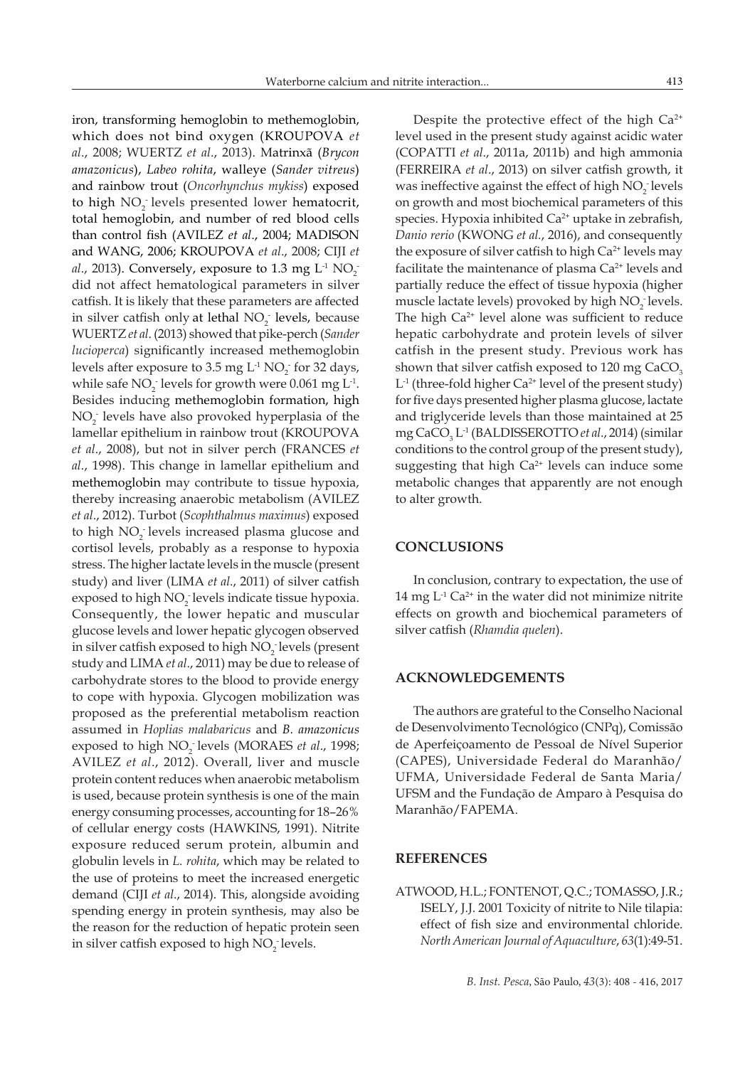iron, transforming hemoglobin to methemoglobin, which does not bind oxygen (KROUPOVA *et al*., 2008; WUERTZ *et al*., 2013). Matrinxã (*Brycon amazonicus*), *Labeo rohita*, walleye (*Sander vitreus*) and rainbow trout (*Oncorhynchus mykiss*) exposed to high $NO_2^-$ levels presented lower hematocrit, total hemoglobin, and number of red blood cells than control fish (AVILEZ *et al*., 2004; MADISON and WANG, 2006; KROUPOVA *et al*., 2008; CIJI *et al*., 2013). Conversely, exposure to 1.3 mg $L^{-1}$ $NO_2^-$ did not affect hematological parameters in silver catfish. It is likely that these parameters are affected in silver catfish only at lethal $NO_2^-$ levels, because WUERTZ *et al*. (2013) showed that pike-perch (*Sander lucioperca*) significantly increased methemoglobin levels after exposure to 3.5 mg $L^{-1}$ $NO_2^-$ for 32 days, while safe $NO_2^-$ levels for growth were 0.061 mg $L^{-1}$. Besides inducing methemoglobin formation, high $NO_2^-$ levels have also provoked hyperplasia of the lamellar epithelium in rainbow trout (KROUPOVA *et al*., 2008), but not in silver perch (FRANCES *et al*., 1998). This change in lamellar epithelium and methemoglobin may contribute to tissue hypoxia, thereby increasing anaerobic metabolism (AVILEZ *et al*., 2012). Turbot (*Scophthalmus maximus*) exposed to high $NO_2^-$ levels increased plasma glucose and cortisol levels, probably as a response to hypoxia stress. The higher lactate levels in the muscle (present study) and liver (LIMA *et al*., 2011) of silver catfish exposed to high $NO_2^-$ levels indicate tissue hypoxia. Consequently, the lower hepatic and muscular glucose levels and lower hepatic glycogen observed in silver catfish exposed to high $NO_2^-$ levels (present study and LIMA *et al*., 2011) may be due to release of carbohydrate stores to the blood to provide energy to cope with hypoxia. Glycogen mobilization was proposed as the preferential metabolism reaction assumed in *Hoplias malabaricus* and *B. amazonicus* exposed to high $NO_2^-$ levels (MORAES *et al*., 1998; AVILEZ *et al*., 2012). Overall, liver and muscle protein content reduces when anaerobic metabolism is used, because protein synthesis is one of the main energy consuming processes, accounting for 18–26% of cellular energy costs (HAWKINS, 1991). Nitrite exposure reduced serum protein, albumin and globulin levels in *L. rohita*, which may be related to the use of proteins to meet the increased energetic demand (CIJI *et al*., 2014). This, alongside avoiding spending energy in protein synthesis, may also be the reason for the reduction of hepatic protein seen in silver catfish exposed to high $NO_2^-$ levels.

Despite the protective effect of the high $Ca^{2+}$ level used in the present study against acidic water (COPATTI *et al*., 2011a, 2011b) and high ammonia (FERREIRA *et al*., 2013) on silver catfish growth, it was ineffective against the effect of high $NO_2^-$ levels on growth and most biochemical parameters of this species. Hypoxia inhibited $Ca^{2+}$ uptake in zebrafish, *Danio rerio* (KWONG *et al*., 2016), and consequently the exposure of silver catfish to high $Ca^{2+}$ levels may facilitate the maintenance of plasma $Ca^{2+}$ levels and partially reduce the effect of tissue hypoxia (higher muscle lactate levels) provoked by high $NO_2^-$ levels. The high $Ca^{2+}$ level alone was sufficient to reduce hepatic carbohydrate and protein levels of silver catfish in the present study. Previous work has shown that silver catfish exposed to 120 mg $CaCO_3$ $L^{-1}$ (three-fold higher $Ca^{2+}$ level of the present study) for five days presented higher plasma glucose, lactate and triglyceride levels than those maintained at 25 mg $CaCO_3$ $L^{-1}$ (BALDISSEROTTO *et al*., 2014) (similar conditions to the control group of the present study), suggesting that high $Ca^{2+}$ levels can induce some metabolic changes that apparently are not enough to alter growth.

## CONCLUSIONS

In conclusion, contrary to expectation, the use of 14 mg $L^{-1}$ $Ca^{2+}$ in the water did not minimize nitrite effects on growth and biochemical parameters of silver catfish (*Rhamdia quelen*).

## ACKNOWLEDGEMENTS

The authors are grateful to the Conselho Nacional de Desenvolvimento Tecnológico (CNPq), Comissão de Aperfeiçoamento de Pessoal de Nível Superior (CAPES), Universidade Federal do Maranhão/UFMA, Universidade Federal de Santa Maria/UFSM and the Fundação de Amparo à Pesquisa do Maranhão/FAPEMA.

## REFERENCES

ATWOOD, H.L.; FONTENOT, Q.C.; TOMASSO, J.R.; ISELY, J.J. 2001 Toxicity of nitrite to Nile tilapia: effect of fish size and environmental chloride. *North American Journal of Aquaculture*, *63*(1):49-51.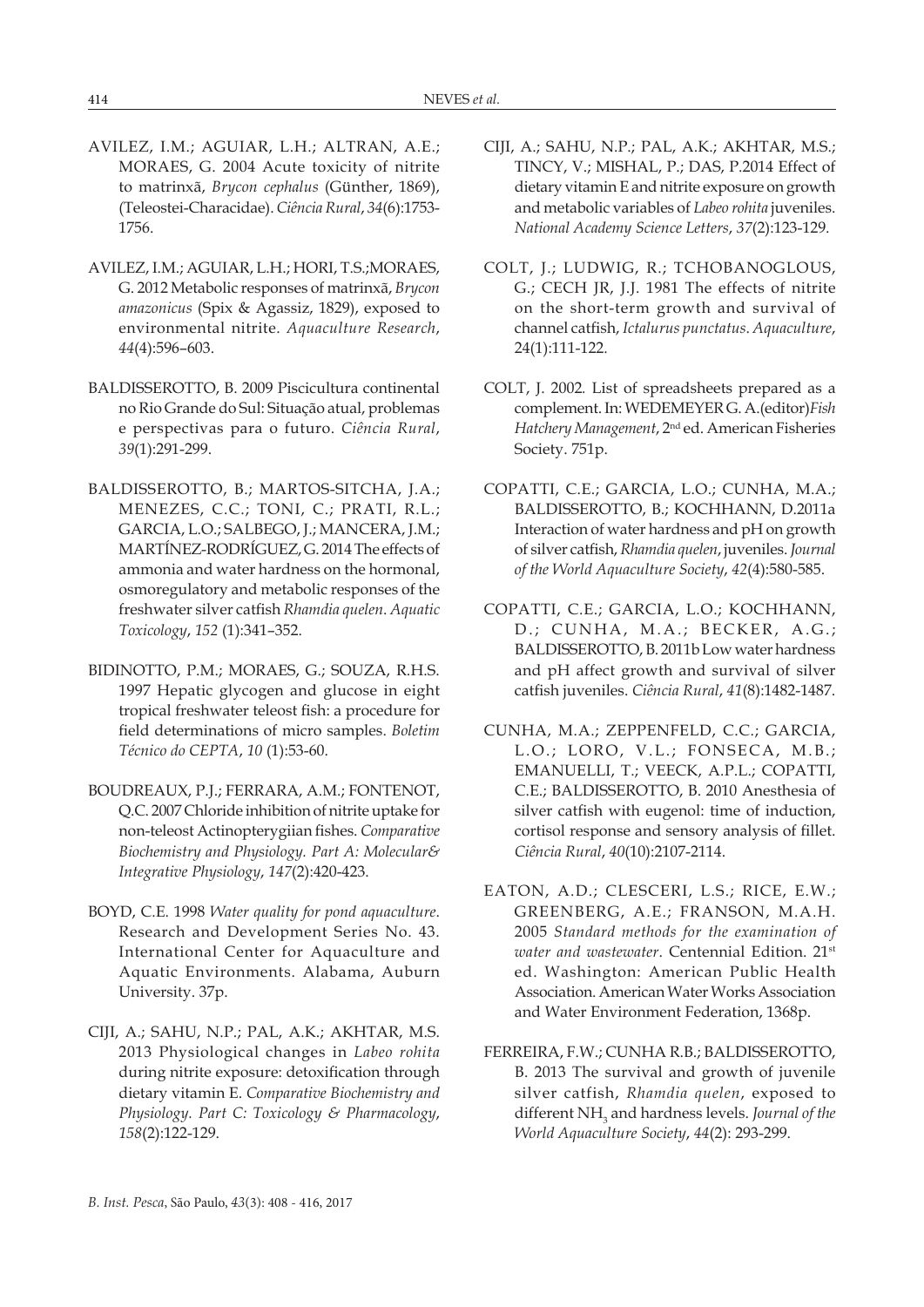AVILEZ, I.M.; AGUIAR, L.H.; ALTRAN, A.E.; MORAES, G. 2004 Acute toxicity of nitrite to matrinxã, *Brycon cephalus* (Günther, 1869), (Teleostei-Characidae). *Ciência Rural*, *34*(6):1753-1756.

AVILEZ, I.M.; AGUIAR, L.H.; HORI, T.S.;MORAES, G. 2012 Metabolic responses of matrinxã, *Brycon amazonicus* (Spix & Agassiz, 1829), exposed to environmental nitrite. *Aquaculture Research*, *44*(4):596–603.

BALDISSEROTTO, B. 2009 Piscicultura continental no Rio Grande do Sul: Situação atual, problemas e perspectivas para o futuro. *Ciência Rural*, *39*(1):291-299.

BALDISSEROTTO, B.; MARTOS-SITCHA, J.A.; MENEZES, C.C.; TONI, C.; PRATI, R.L.; GARCIA, L.O.; SALBEGO, J.; MANCERA, J.M.; MARTÍNEZ-RODRÍGUEZ, G. 2014 The effects of ammonia and water hardness on the hormonal, osmoregulatory and metabolic responses of the freshwater silver catfish *Rhamdia quelen*. *Aquatic Toxicology*, *152* (1):341–352.

BIDINOTTO, P.M.; MORAES, G.; SOUZA, R.H.S. 1997 Hepatic glycogen and glucose in eight tropical freshwater teleost fish: a procedure for field determinations of micro samples. *Boletim Técnico do CEPTA*, *10* (1):53-60.

BOUDREAUX, P.J.; FERRARA, A.M.; FONTENOT, Q.C. 2007 Chloride inhibition of nitrite uptake for non-teleost Actinopterygiian fishes. *Comparative Biochemistry and Physiology. Part A: Molecular& Integrative Physiology*, *147*(2):420-423.

BOYD, C.E. 1998 *Water quality for pond aquaculture*. Research and Development Series No. 43. International Center for Aquaculture and Aquatic Environments. Alabama, Auburn University. 37p.

CIJI, A.; SAHU, N.P.; PAL, A.K.; AKHTAR, M.S. 2013 Physiological changes in *Labeo rohita* during nitrite exposure: detoxification through dietary vitamin E. *Comparative Biochemistry and Physiology. Part C: Toxicology & Pharmacology*, *158*(2):122-129.

CIJI, A.; SAHU, N.P.; PAL, A.K.; AKHTAR, M.S.; TINCY, V.; MISHAL, P.; DAS, P.2014 Effect of dietary vitamin E and nitrite exposure on growth and metabolic variables of *Labeo rohita* juveniles. *National Academy Science Letters*, *37*(2):123-129.

COLT, J.; LUDWIG, R.; TCHOBANOGLOUS, G.; CECH JR, J.J. 1981 The effects of nitrite on the short-term growth and survival of channel catfish, *Ictalurus punctatus*. *Aquaculture*, 24(1):111-122.

COLT, J. 2002. List of spreadsheets prepared as a complement. In: WEDEMEYER G. A.(editor)*Fish Hatchery Management*, 2nd ed. American Fisheries Society. 751p.

COPATTI, C.E.; GARCIA, L.O.; CUNHA, M.A.; BALDISSEROTTO, B.; KOCHHANN, D.2011a Interaction of water hardness and pH on growth of silver catfish, *Rhamdia quelen*, juveniles. *Journal of the World Aquaculture Society*, *42*(4):580-585.

COPATTI, C.E.; GARCIA, L.O.; KOCHHANN, D.; CUNHA, M.A.; BECKER, A.G.; BALDISSEROTTO, B. 2011b Low water hardness and pH affect growth and survival of silver catfish juveniles. *Ciência Rural*, *41*(8):1482-1487.

CUNHA, M.A.; ZEPPENFELD, C.C.; GARCIA, L.O.; LORO, V.L.; FONSECA, M.B.; EMANUELLI, T.; VEECK, A.P.L.; COPATTI, C.E.; BALDISSEROTTO, B. 2010 Anesthesia of silver catfish with eugenol: time of induction, cortisol response and sensory analysis of fillet. *Ciência Rural*, *40*(10):2107-2114.

EATON, A.D.; CLESCERI, L.S.; RICE, E.W.; GREENBERG, A.E.; FRANSON, M.A.H. 2005 *Standard methods for the examination of water and wastewater*. Centennial Edition. 21st ed. Washington: American Public Health Association. American Water Works Association and Water Environment Federation, 1368p.

FERREIRA, F.W.; CUNHA R.B.; BALDISSEROTTO, B. 2013 The survival and growth of juvenile silver catfish, *Rhamdia quelen*, exposed to different $NH_3$ and hardness levels. *Journal of the World Aquaculture Society*, *44*(2): 293-299.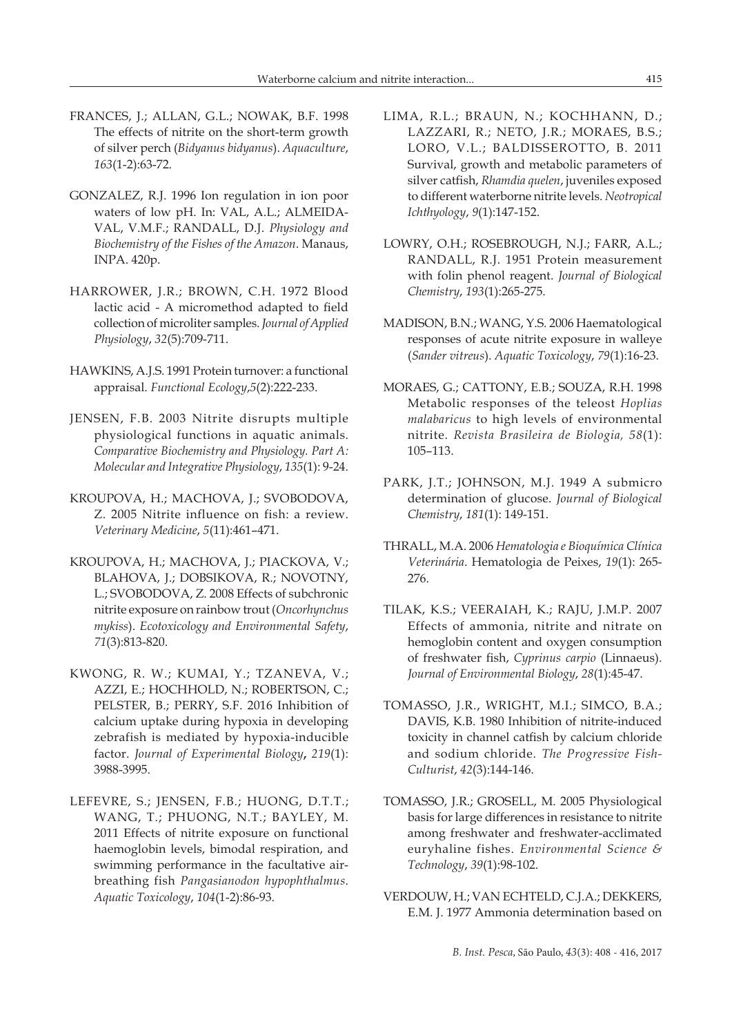FRANCES, J.; ALLAN, G.L.; NOWAK, B.F. 1998 The effects of nitrite on the short-term growth of silver perch (*Bidyanus bidyanus*). *Aquaculture*, *163*(1-2):63-72.

GONZALEZ, R.J. 1996 Ion regulation in ion poor waters of low pH. In: VAL, A.L.; ALMEIDA-VAL, V.M.F.; RANDALL, D.J. *Physiology and Biochemistry of the Fishes of the Amazon*. Manaus, INPA. 420p.

HARROWER, J.R.; BROWN, C.H. 1972 Blood lactic acid - A micromethod adapted to field collection of microliter samples. *Journal of Applied Physiology*, *32*(5):709-711.

HAWKINS, A.J.S. 1991 Protein turnover: a functional appraisal. *Functional Ecology*,*5*(2):222-233.

JENSEN, F.B. 2003 Nitrite disrupts multiple physiological functions in aquatic animals. *Comparative Biochemistry and Physiology. Part A: Molecular and Integrative Physiology*, *135*(1): 9-24.

KROUPOVA, H.; MACHOVA, J.; SVOBODOVA, Z. 2005 Nitrite influence on fish: a review. *Veterinary Medicine*, *5*(11):461–471.

KROUPOVA, H.; MACHOVA, J.; PIACKOVA, V.; BLAHOVA, J.; DOBSIKOVA, R.; NOVOTNY, L.; SVOBODOVA, Z. 2008 Effects of subchronic nitrite exposure on rainbow trout (*Oncorhynchus mykiss*). *Ecotoxicology and Environmental Safety*, *71*(3):813-820.

KWONG, R. W.; KUMAI, Y.; TZANEVA, V.; AZZI, E.; HOCHHOLD, N.; ROBERTSON, C.; PELSTER, B.; PERRY, S.F. 2016 Inhibition of calcium uptake during hypoxia in developing zebrafish is mediated by hypoxia-inducible factor. *Journal of Experimental Biology*, *219*(1): 3988-3995.

LEFEVRE, S.; JENSEN, F.B.; HUONG, D.T.T.; WANG, T.; PHUONG, N.T.; BAYLEY, M. 2011 Effects of nitrite exposure on functional haemoglobin levels, bimodal respiration, and swimming performance in the facultative air-breathing fish *Pangasianodon hypophthalmus*. *Aquatic Toxicology*, *104*(1-2):86-93.

LIMA, R.L.; BRAUN, N.; KOCHHANN, D.; LAZZARI, R.; NETO, J.R.; MORAES, B.S.; LORO, V.L.; BALDISSEROTTO, B. 2011 Survival, growth and metabolic parameters of silver catfish, *Rhamdia quelen*, juveniles exposed to different waterborne nitrite levels. *Neotropical Ichthyology*, *9*(1):147-152.

LOWRY, O.H.; ROSEBROUGH, N.J.; FARR, A.L.; RANDALL, R.J. 1951 Protein measurement with folin phenol reagent. *Journal of Biological Chemistry*, *193*(1):265-275.

MADISON, B.N.; WANG, Y.S. 2006 Haematological responses of acute nitrite exposure in walleye (*Sander vitreus*). *Aquatic Toxicology*, *79*(1):16-23.

MORAES, G.; CATTONY, E.B.; SOUZA, R.H. 1998 Metabolic responses of the teleost *Hoplias malabaricus* to high levels of environmental nitrite. *Revista Brasileira de Biologia, 58*(1): 105–113.

PARK, J.T.; JOHNSON, M.J. 1949 A submicro determination of glucose. *Journal of Biological Chemistry*, *181*(1): 149-151.

THRALL, M.A. 2006 *Hematologia e Bioquímica Clínica Veterinária*. Hematologia de Peixes, *19*(1): 265-276.

TILAK, K.S.; VEERAIAH, K.; RAJU, J.M.P. 2007 Effects of ammonia, nitrite and nitrate on hemoglobin content and oxygen consumption of freshwater fish, *Cyprinus carpio* (Linnaeus). *Journal of Environmental Biology*, *28*(1):45-47.

TOMASSO, J.R., WRIGHT, M.I.; SIMCO, B.A.; DAVIS, K.B. 1980 Inhibition of nitrite-induced toxicity in channel catfish by calcium chloride and sodium chloride. *The Progressive Fish-Culturist*, *42*(3):144-146.

TOMASSO, J.R.; GROSELL, M. 2005 Physiological basis for large differences in resistance to nitrite among freshwater and freshwater-acclimated euryhaline fishes. *Environmental Science & Technology*, *39*(1):98-102.

VERDOUW, H.; VAN ECHTELD, C.J.A.; DEKKERS, E.M. J. 1977 Ammonia determination based on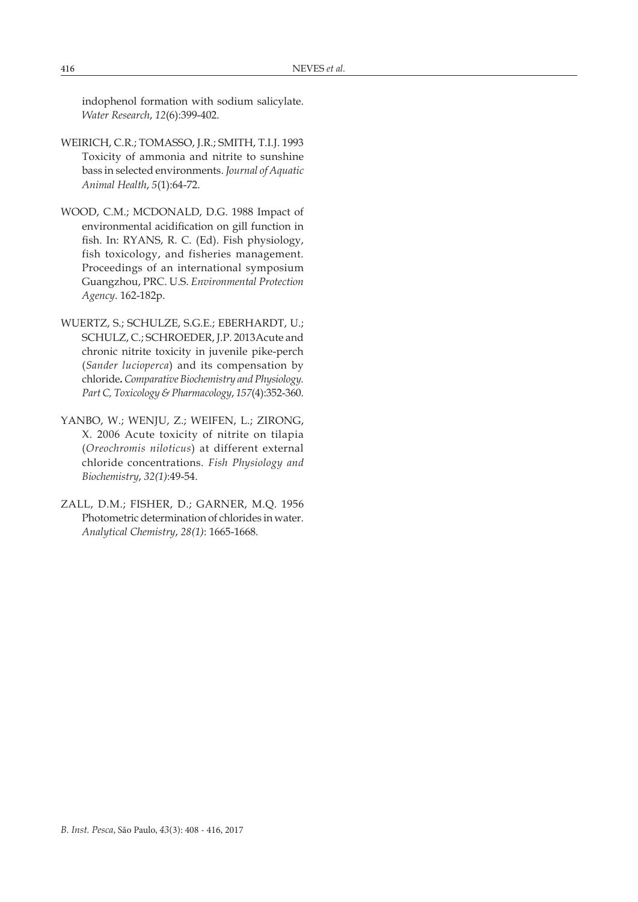indophenol formation with sodium salicylate. *Water Research*, *12*(6):399-402.

WEIRICH, C.R.; TOMASSO, J.R.; SMITH, T.I.J. 1993 Toxicity of ammonia and nitrite to sunshine bass in selected environments. *Journal of Aquatic Animal Health*, *5*(1):64-72.

WOOD, C.M.; MCDONALD, D.G. 1988 Impact of environmental acidification on gill function in fish. In: RYANS, R. C. (Ed). Fish physiology, fish toxicology, and fisheries management. Proceedings of an international symposium Guangzhou, PRC. U.S. *Environmental Protection Agency*. 162-182p.

WUERTZ, S.; SCHULZE, S.G.E.; EBERHARDT, U.; SCHULZ, C.; SCHROEDER, J.P. 2013Acute and chronic nitrite toxicity in juvenile pike-perch (*Sander lucioperca*) and its compensation by chloride**.** *Comparative Biochemistry and Physiology. Part C, Toxicology & Pharmacology*, *157*(4):352-360.

YANBO, W.; WENJU, Z.; WEIFEN, L.; ZIRONG, X. 2006 Acute toxicity of nitrite on tilapia (*Oreochromis niloticus*) at different external chloride concentrations. *Fish Physiology and Biochemistry*, *32(1)*:49-54.

ZALL, D.M.; FISHER, D.; GARNER, M.Q. 1956 Photometric determination of chlorides in water. *Analytical Chemistry*, *28(1)*: 1665-1668.